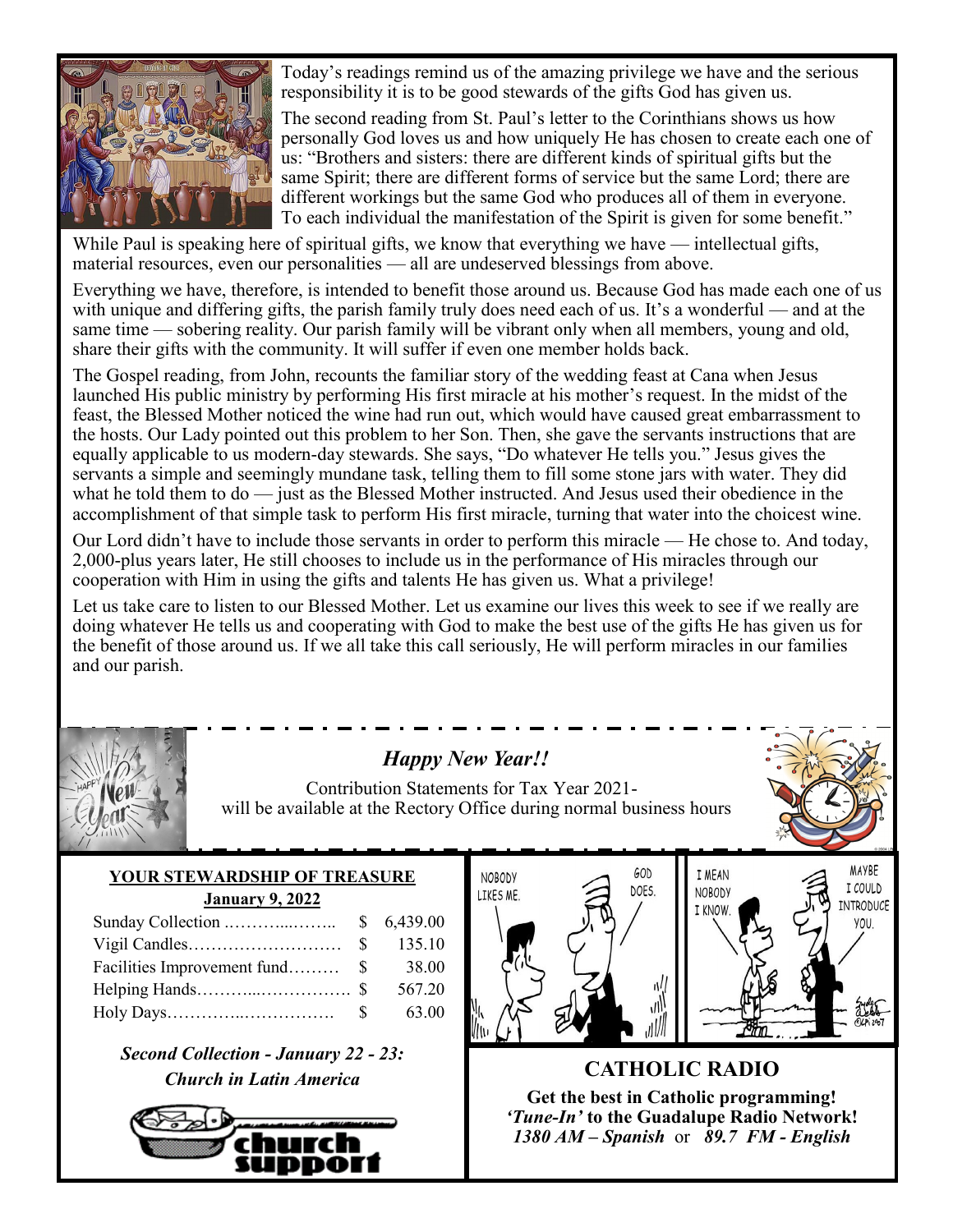Today's readings remind us of the amazing privilege we have and the serious responsibility it is to be good stewards of the gifts God has given us.

The second reading from St. Paul's letter to the Corinthians shows us how personally God loves us and how uniquely He has chosen to create each one of us: "Brothers and sisters: there are different kinds of spiritual gifts but the same Spirit; there are different forms of service but the same Lord; there are different workings but the same God who produces all of them in everyone. To each individual the manifestation of the Spirit is given for some benefit."

While Paul is speaking here of spiritual gifts, we know that everything we have — intellectual gifts, material resources, even our personalities — all are undeserved blessings from above.

Everything we have, therefore, is intended to benefit those around us. Because God has made each one of us with unique and differing gifts, the parish family truly does need each of us. It's a wonderful — and at the same time — sobering reality. Our parish family will be vibrant only when all members, young and old, share their gifts with the community. It will suffer if even one member holds back.

The Gospel reading, from John, recounts the familiar story of the wedding feast at Cana when Jesus launched His public ministry by performing His first miracle at his mother's request. In the midst of the feast, the Blessed Mother noticed the wine had run out, which would have caused great embarrassment to the hosts. Our Lady pointed out this problem to her Son. Then, she gave the servants instructions that are equally applicable to us modern-day stewards. She says, "Do whatever He tells you." Jesus gives the servants a simple and seemingly mundane task, telling them to fill some stone jars with water. They did what he told them to do — just as the Blessed Mother instructed. And Jesus used their obedience in the accomplishment of that simple task to perform His first miracle, turning that water into the choicest wine.

Our Lord didn't have to include those servants in order to perform this miracle — He chose to. And today, 2,000-plus years later, He still chooses to include us in the performance of His miracles through our cooperation with Him in using the gifts and talents He has given us. What a privilege!

Let us take care to listen to our Blessed Mother. Let us examine our lives this week to see if we really are doing whatever He tells us and cooperating with God to make the best use of the gifts He has given us for the benefit of those around us. If we all take this call seriously, He will perform miracles in our families and our parish.

## *Happy New Year!!*

Contribution Statements for Tax Year 2021- will be available at the Rectory Office during normal business hours

### YOUR STEWARDSHIP OF TREASURE

**January 9, 2022**

| | |
|---|---|
| Sunday Collection | $ 6,439.00 |
| Vigil Candles | $ 135.10 |
| Facilities Improvement fund | $ 38.00 |
| Helping Hands | $ 567.20 |
| Holy Days | $ 63.00 |

***Second Collection - January 22 - 23: Church in Latin America***

## CATHOLIC RADIO

**Get the best in Catholic programming!**
***'Tune-In'* to the Guadalupe Radio Network!**
***1380 AM – Spanish*** or ***89.7 FM - English***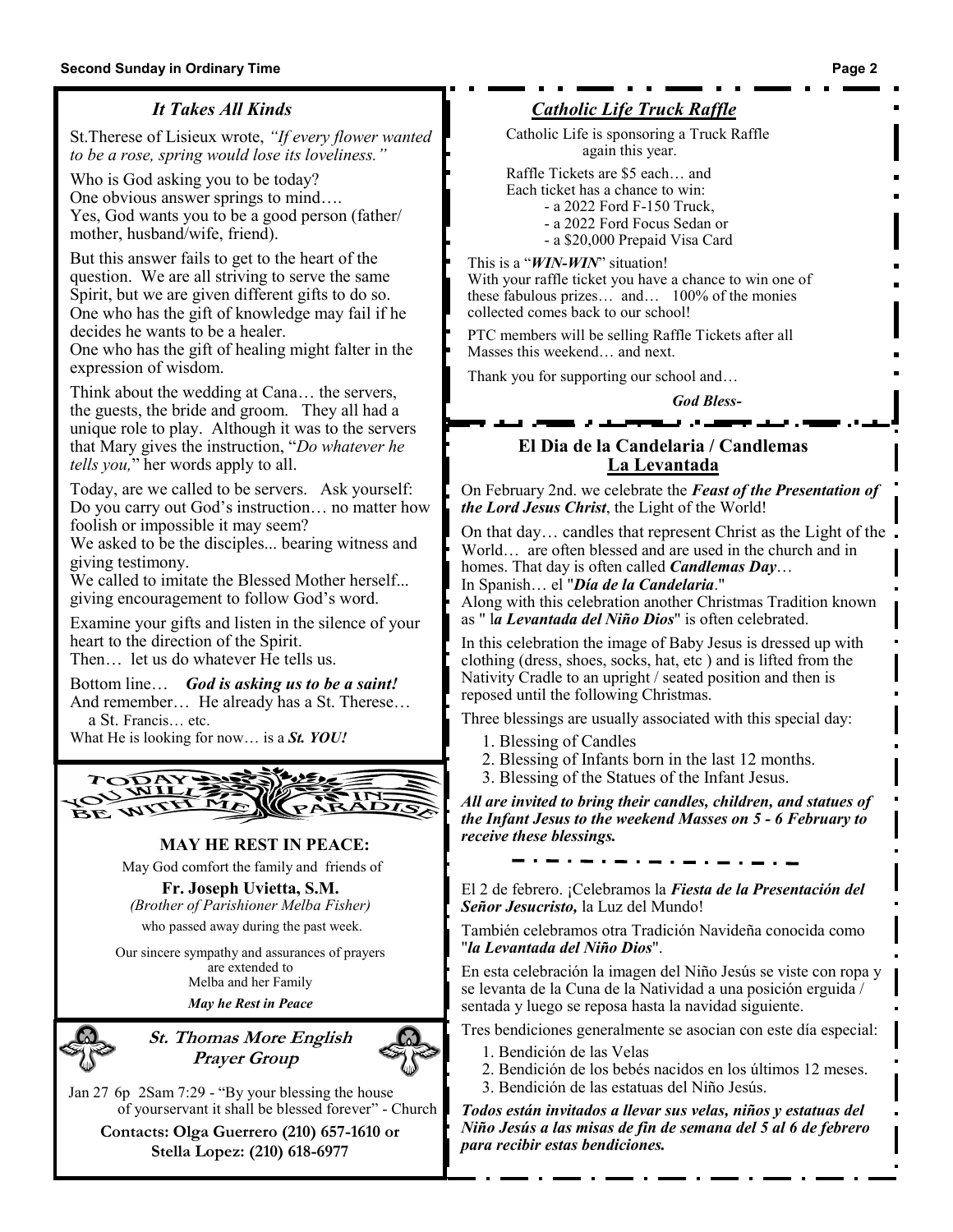## *It Takes All Kinds*

St.Therese of Lisieux wrote, *"If every flower wanted to be a rose, spring would lose its loveliness."*

Who is God asking you to be today?
One obvious answer springs to mind….
Yes, God wants you to be a good person (father/mother, husband/wife, friend).

But this answer fails to get to the heart of the question. We are all striving to serve the same Spirit, but we are given different gifts to do so. One who has the gift of knowledge may fail if he decides he wants to be a healer.
One who has the gift of healing might falter in the expression of wisdom.

Think about the wedding at Cana… the servers, the guests, the bride and groom. They all had a unique role to play. Although it was to the servers that Mary gives the instruction, "*Do whatever he tells you,*" her words apply to all.

Today, are we called to be servers. Ask yourself: Do you carry out God's instruction… no matter how foolish or impossible it may seem?
We asked to be the disciples... bearing witness and giving testimony.
We called to imitate the Blessed Mother herself... giving encouragement to follow God's word.

Examine your gifts and listen in the silence of your heart to the direction of the Spirit.
Then… let us do whatever He tells us.

Bottom line… ***God is asking us to be a saint!***
And remember… He already has a St. Therese… a St. Francis… etc.
What He is looking for now… is a ***St. YOU!***

TODAY YOU WILL BE WITH ME IN PARADISE

**MAY HE REST IN PEACE:**

May God comfort the family and friends of

**Fr. Joseph Uvietta, S.M.**
*(Brother of Parishioner Melba Fisher)*
who passed away during the past week.

Our sincere sympathy and assurances of prayers are extended to Melba and her Family

***May he Rest in Peace***

## *St. Thomas More English Prayer Group*

Jan 27 6p 2Sam 7:29 - "By your blessing the house of yourservant it shall be blessed forever" - Church

**Contacts: Olga Guerrero (210) 657-1610 or Stella Lopez: (210) 618-6977**

## *Catholic Life Truck Raffle*

Catholic Life is sponsoring a Truck Raffle again this year.

Raffle Tickets are $5 each… and
Each ticket has a chance to win:
- a 2022 Ford F-150 Truck,
- a 2022 Ford Focus Sedan or
- a $20,000 Prepaid Visa Card

This is a "***WIN-WIN***" situation!
With your raffle ticket you have a chance to win one of these fabulous prizes… and… 100% of the monies collected comes back to our school!

PTC members will be selling Raffle Tickets after all Masses this weekend… and next.

Thank you for supporting our school and…

***God Bless-***

## El Dia de la Candelaria / Candlemas
## La Levantada

On February 2nd. we celebrate the ***Feast of the Presentation of the Lord Jesus Christ***, the Light of the World!

On that day… candles that represent Christ as the Light of the World… are often blessed and are used in the church and in homes. That day is often called ***Candlemas Day***…
In Spanish… el "***Día de la Candelaria***."
Along with this celebration another Christmas Tradition known as " l***a Levantada del Niño Dios***" is often celebrated.

In this celebration the image of Baby Jesus is dressed up with clothing (dress, shoes, socks, hat, etc ) and is lifted from the Nativity Cradle to an upright / seated position and then is reposed until the following Christmas.

Three blessings are usually associated with this special day:

1. Blessing of Candles
2. Blessing of Infants born in the last 12 months.
3. Blessing of the Statues of the Infant Jesus.

***All are invited to bring their candles, children, and statues of the Infant Jesus to the weekend Masses on 5 - 6 February to receive these blessings.***

El 2 de febrero. ¡Celebramos la ***Fiesta de la Presentación del Señor Jesucristo,*** la Luz del Mundo!

También celebramos otra Tradición Navideña conocida como "***la Levantada del Niño Dios***".

En esta celebración la imagen del Niño Jesús se viste con ropa y se levanta de la Cuna de la Natividad a una posición erguida / sentada y luego se reposa hasta la navidad siguiente.

Tres bendiciones generalmente se asocian con este día especial:

1. Bendición de las Velas
2. Bendición de los bebés nacidos en los últimos 12 meses.
3. Bendición de las estatuas del Niño Jesús.

***Todos están invitados a llevar sus velas, niños y estatuas del Niño Jesús a las misas de fin de semana del 5 al 6 de febrero para recibir estas bendiciones.***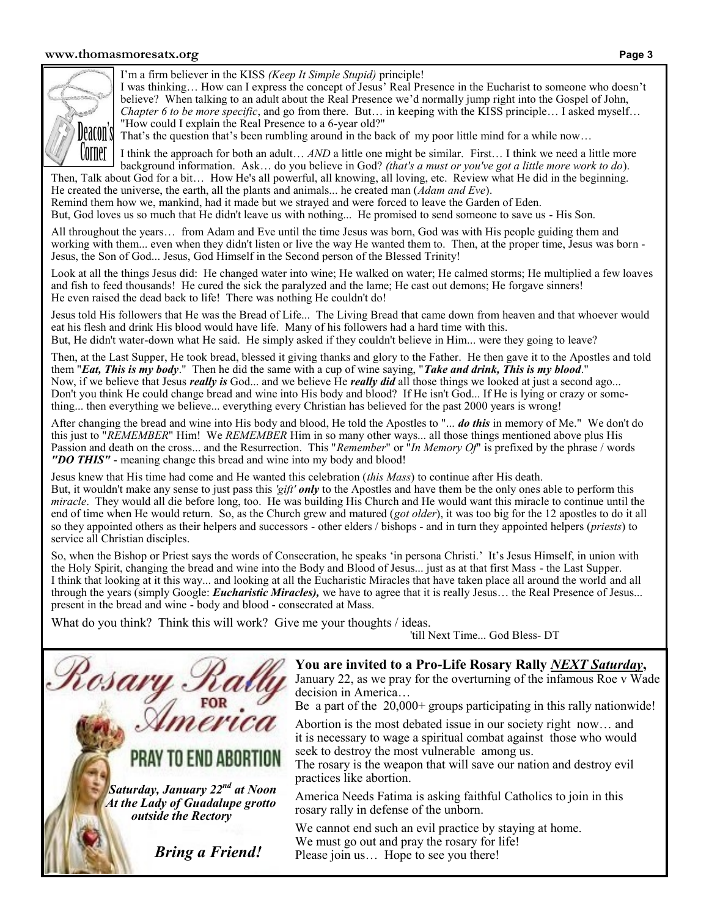## Deacon's Corner

I'm a firm believer in the KISS *(Keep It Simple Stupid)* principle!

I was thinking… How can I express the concept of Jesus' Real Presence in the Eucharist to someone who doesn't believe? When talking to an adult about the Real Presence we'd normally jump right into the Gospel of John, *Chapter 6 to be more specific*, and go from there. But… in keeping with the KISS principle… I asked myself… "How could I explain the Real Presence to a 6-year old?"

That's the question that's been rumbling around in the back of my poor little mind for a while now…

I think the approach for both an adult… *AND* a little one might be similar. First… I think we need a little more background information. Ask… do you believe in God? *(that's a must or you've got a little more work to do*).

Then, Talk about God for a bit… How He's all powerful, all knowing, all loving, etc. Review what He did in the beginning. He created the universe, the earth, all the plants and animals... he created man (*Adam and Eve*).

Remind them how we, mankind, had it made but we strayed and were forced to leave the Garden of Eden.

But, God loves us so much that He didn't leave us with nothing... He promised to send someone to save us - His Son.

All throughout the years… from Adam and Eve until the time Jesus was born, God was with His people guiding them and working with them... even when they didn't listen or live the way He wanted them to. Then, at the proper time, Jesus was born - Jesus, the Son of God... Jesus, God Himself in the Second person of the Blessed Trinity!

Look at all the things Jesus did: He changed water into wine; He walked on water; He calmed storms; He multiplied a few loaves and fish to feed thousands! He cured the sick the paralyzed and the lame; He cast out demons; He forgave sinners! He even raised the dead back to life! There was nothing He couldn't do!

Jesus told His followers that He was the Bread of Life... The Living Bread that came down from heaven and that whoever would eat his flesh and drink His blood would have life. Many of his followers had a hard time with this.

But, He didn't water-down what He said. He simply asked if they couldn't believe in Him... were they going to leave?

Then, at the Last Supper, He took bread, blessed it giving thanks and glory to the Father. He then gave it to the Apostles and told them "***Eat, This is my body***." Then he did the same with a cup of wine saying, "***Take and drink, This is my blood***."

Now, if we believe that Jesus ***really is*** God... and we believe He ***really did*** all those things we looked at just a second ago... Don't you think He could change bread and wine into His body and blood? If He isn't God... If He is lying or crazy or something... then everything we believe... everything every Christian has believed for the past 2000 years is wrong!

After changing the bread and wine into His body and blood, He told the Apostles to "... ***do this*** in memory of Me." We don't do this just to "*REMEMBER*" Him! We *REMEMBER* Him in so many other ways... all those things mentioned above plus His Passion and death on the cross... and the Resurrection. This "*Remember*" or "*In Memory Of*" is prefixed by the phrase / words ***"DO THIS"*** - meaning change this bread and wine into my body and blood!

Jesus knew that His time had come and He wanted this celebration (*this Mass*) to continue after His death.

But, it wouldn't make any sense to just pass this *'gift'* ***only*** to the Apostles and have them be the only ones able to perform this *miracle*. They would all die before long, too. He was building His Church and He would want this miracle to continue until the end of time when He would return. So, as the Church grew and matured (*got older*), it was too big for the 12 apostles to do it all so they appointed others as their helpers and successors - other elders / bishops - and in turn they appointed helpers (*priests*) to service all Christian disciples.

So, when the Bishop or Priest says the words of Consecration, he speaks 'in persona Christi.' It's Jesus Himself, in union with the Holy Spirit, changing the bread and wine into the Body and Blood of Jesus... just as at that first Mass - the Last Supper.

I think that looking at it this way... and looking at all the Eucharistic Miracles that have taken place all around the world and all through the years (simply Google: ***Eucharistic Miracles),*** we have to agree that it is really Jesus… the Real Presence of Jesus... present in the bread and wine - body and blood - consecrated at Mass.

What do you think? Think this will work? Give me your thoughts / ideas.

'till Next Time... God Bless- DT

---

## Rosary Rally for America

**PRAY TO END ABORTION**

***Saturday, January 22nd at Noon***
***At the Lady of Guadalupe grotto outside the Rectory***

***Bring a Friend!***

**You are invited to a Pro-Life Rosary Rally *NEXT Saturday*,** January 22, as we pray for the overturning of the infamous Roe v Wade decision in America…

Be a part of the 20,000+ groups participating in this rally nationwide!

Abortion is the most debated issue in our society right now… and it is necessary to wage a spiritual combat against those who would seek to destroy the most vulnerable among us.

The rosary is the weapon that will save our nation and destroy evil practices like abortion.

America Needs Fatima is asking faithful Catholics to join in this rosary rally in defense of the unborn.

We cannot end such an evil practice by staying at home.

We must go out and pray the rosary for life!

Please join us… Hope to see you there!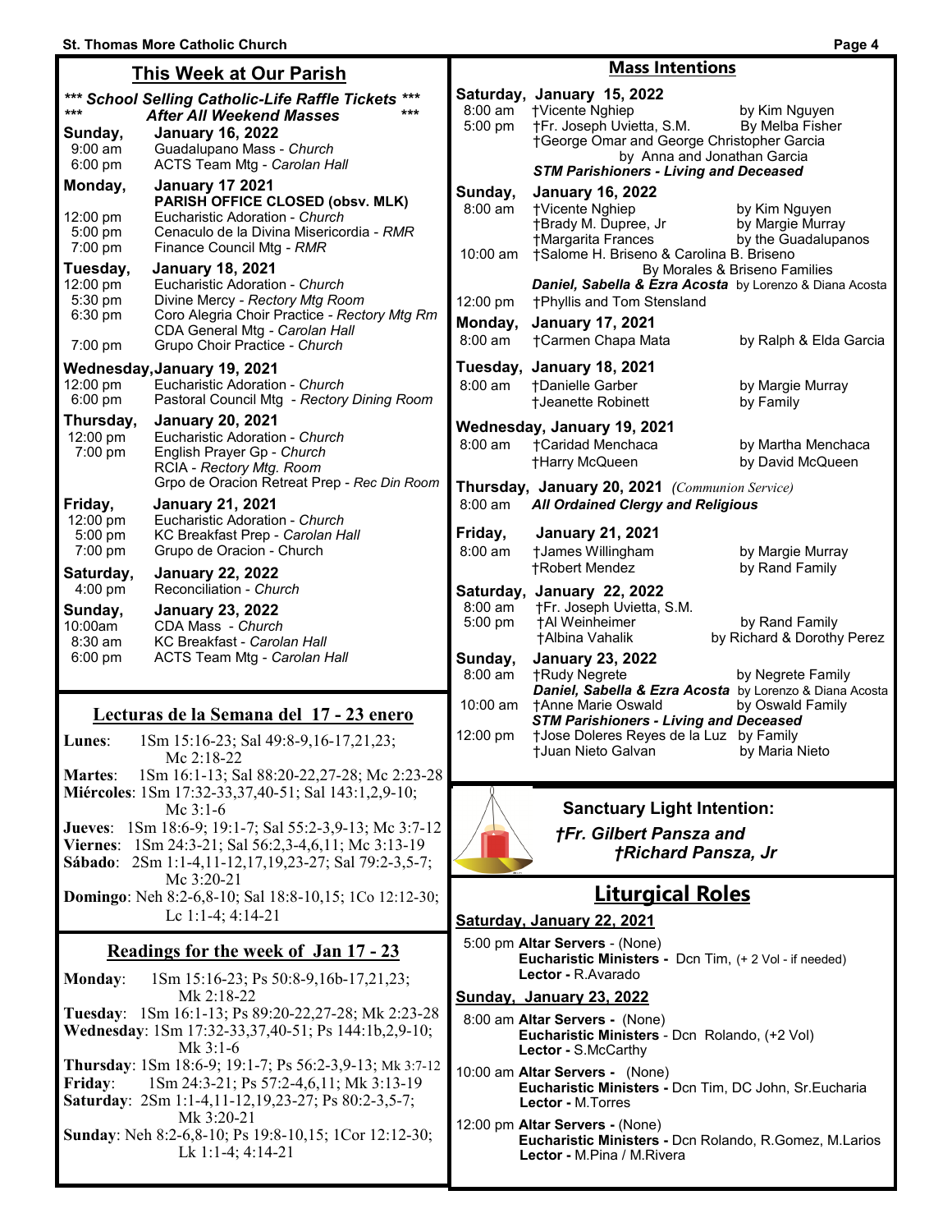## This Week at Our Parish

***\*\*\* School Selling Catholic-Life Raffle Tickets \*\*\****
***\*\*\* After All Weekend Masses \*\*\****

**Sunday, January 16, 2022**
- 9:00 am Guadalupano Mass - *Church*
- 6:00 pm ACTS Team Mtg - *Carolan Hall*

**Monday, January 17 2021**
**PARISH OFFICE CLOSED (obsv. MLK)**
- 12:00 pm Eucharistic Adoration - *Church*
- 5:00 pm Cenaculo de la Divina Misericordia - *RMR*
- 7:00 pm Finance Council Mtg - *RMR*

**Tuesday, January 18, 2021**
- 12:00 pm Eucharistic Adoration - *Church*
- 5:30 pm Divine Mercy - *Rectory Mtg Room*
- 6:30 pm Coro Alegria Choir Practice - *Rectory Mtg Rm*
  CDA General Mtg - *Carolan Hall*
- 7:00 pm Grupo Choir Practice - *Church*

**Wednesday, January 19, 2021**
- 12:00 pm Eucharistic Adoration - *Church*
- 6:00 pm Pastoral Council Mtg - *Rectory Dining Room*

**Thursday, January 20, 2021**
- 12:00 pm Eucharistic Adoration - *Church*
- 7:00 pm English Prayer Gp - *Church*
  RCIA - *Rectory Mtg. Room*
  Grpo de Oracion Retreat Prep - *Rec Din Room*

**Friday, January 21, 2021**
- 12:00 pm Eucharistic Adoration - *Church*
- 5:00 pm KC Breakfast Prep - *Carolan Hall*
- 7:00 pm Grupo de Oracion - Church

**Saturday, January 22, 2022**
- 4:00 pm Reconciliation - *Church*

**Sunday, January 23, 2022**
- 10:00am CDA Mass - *Church*
- 8:30 am KC Breakfast - *Carolan Hall*
- 6:00 pm ACTS Team Mtg - *Carolan Hall*

## Lecturas de la Semana del 17 - 23 enero

**Lunes**: 1Sm 15:16-23; Sal 49:8-9,16-17,21,23; Mc 2:18-22
**Martes**: 1Sm 16:1-13; Sal 88:20-22,27-28; Mc 2:23-28
**Miércoles**: 1Sm 17:32-33,37,40-51; Sal 143:1,2,9-10; Mc 3:1-6
**Jueves**: 1Sm 18:6-9; 19:1-7; Sal 55:2-3,9-13; Mc 3:7-12
**Viernes**: 1Sm 24:3-21; Sal 56:2,3-4,6,11; Mc 3:13-19
**Sábado**: 2Sm 1:1-4,11-12,17,19,23-27; Sal 79:2-3,5-7; Mc 3:20-21
**Domingo**: Neh 8:2-6,8-10; Sal 18:8-10,15; 1Co 12:12-30; Lc 1:1-4; 4:14-21

## Readings for the week of Jan 17 - 23

**Monday**: 1Sm 15:16-23; Ps 50:8-9,16b-17,21,23; Mk 2:18-22
**Tuesday**: 1Sm 16:1-13; Ps 89:20-22,27-28; Mk 2:23-28
**Wednesday**: 1Sm 17:32-33,37,40-51; Ps 144:1b,2,9-10; Mk 3:1-6
**Thursday**: 1Sm 18:6-9; 19:1-7; Ps 56:2-3,9-13; Mk 3:7-12
**Friday**: 1Sm 24:3-21; Ps 57:2-4,6,11; Mk 3:13-19
**Saturday**: 2Sm 1:1-4,11-12,19,23-27; Ps 80:2-3,5-7; Mk 3:20-21
**Sunday**: Neh 8:2-6,8-10; Ps 19:8-10,15; 1Cor 12:12-30; Lk 1:1-4; 4:14-21

## Mass Intentions

**Saturday, January 15, 2022**
- 8:00 am †Vicente Nghiep — by Kim Nguyen
- 5:00 pm †Fr. Joseph Uvietta, S.M. — By Melba Fisher
  †George Omar and George Christopher Garcia — by Anna and Jonathan Garcia
  ***STM Parishioners - Living and Deceased***

**Sunday, January 16, 2022**
- 8:00 am †Vicente Nghiep — by Kim Nguyen
  †Brady M. Dupree, Jr — by Margie Murray
  †Margarita Frances — by the Guadalupanos
- 10:00 am †Salome H. Briseno & Carolina B. Briseno — By Morales & Briseno Families
  ***Daniel, Sabella & Ezra Acosta*** by Lorenzo & Diana Acosta
- 12:00 pm †Phyllis and Tom Stensland

**Monday, January 17, 2021**
- 8:00 am †Carmen Chapa Mata — by Ralph & Elda Garcia

**Tuesday, January 18, 2021**
- 8:00 am †Danielle Garber — by Margie Murray
  †Jeanette Robinett — by Family

**Wednesday, January 19, 2021**
- 8:00 am †Caridad Menchaca — by Martha Menchaca
  †Harry McQueen — by David McQueen

**Thursday, January 20, 2021** *(Communion Service)*
- 8:00 am ***All Ordained Clergy and Religious***

**Friday, January 21, 2021**
- 8:00 am †James Willingham — by Margie Murray
  †Robert Mendez — by Rand Family

**Saturday, January 22, 2022**
- 8:00 am †Fr. Joseph Uvietta, S.M.
- 5:00 pm †Al Weinheimer — by Rand Family
  †Albina Vahalik — by Richard & Dorothy Perez

**Sunday, January 23, 2022**
- 8:00 am †Rudy Negrete — by Negrete Family
  ***Daniel, Sabella & Ezra Acosta*** by Lorenzo & Diana Acosta
- 10:00 am †Anne Marie Oswald — by Oswald Family
  ***STM Parishioners - Living and Deceased***
- 12:00 pm †Jose Doleres Reyes de la Luz — by Family
  †Juan Nieto Galvan — by Maria Nieto

## Sanctuary Light Intention:

***†Fr. Gilbert Pansza and †Richard Pansza, Jr***

## Liturgical Roles

**Saturday, January 22, 2021**

5:00 pm **Altar Servers** - (None)
**Eucharistic Ministers -** Dcn Tim, (+ 2 Vol - if needed)
**Lector -** R.Avarado

**Sunday, January 23, 2022**

8:00 am **Altar Servers -** (None)
**Eucharistic Ministers** - Dcn Rolando, (+2 Vol)
**Lector -** S.McCarthy

10:00 am **Altar Servers -** (None)
**Eucharistic Ministers -** Dcn Tim, DC John, Sr.Eucharia
**Lector -** M.Torres

12:00 pm **Altar Servers -** (None)
**Eucharistic Ministers -** Dcn Rolando, R.Gomez, M.Larios
**Lector -** M.Pina / M.Rivera